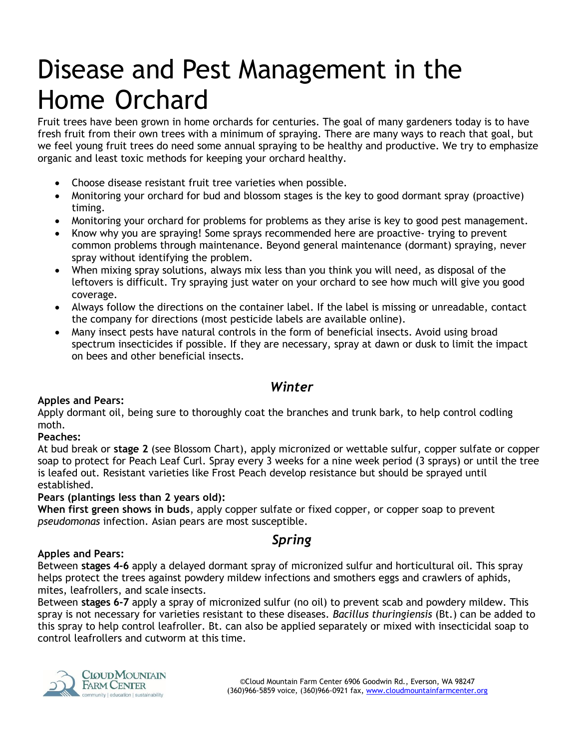# Disease and Pest Management in the Home Orchard

Fruit trees have been grown in home orchards for centuries. The goal of many gardeners today is to have fresh fruit from their own trees with a minimum of spraying. There are many ways to reach that goal, but we feel young fruit trees do need some annual spraying to be healthy and productive. We try to emphasize organic and least toxic methods for keeping your orchard healthy.

- Choose disease resistant fruit tree varieties when possible.
- Monitoring your orchard for bud and blossom stages is the key to good dormant spray (proactive) timing.
- Monitoring your orchard for problems for problems as they arise is key to good pest management.
- Know why you are spraying! Some sprays recommended here are proactive- trying to prevent common problems through maintenance. Beyond general maintenance (dormant) spraying, never spray without identifying the problem.
- When mixing spray solutions, always mix less than you think you will need, as disposal of the leftovers is difficult. Try spraying just water on your orchard to see how much will give you good coverage.
- Always follow the directions on the container label. If the label is missing or unreadable, contact the company for directions (most pesticide labels are available online).
- Many insect pests have natural controls in the form of beneficial insects. Avoid using broad spectrum insecticides if possible. If they are necessary, spray at dawn or dusk to limit the impact on bees and other beneficial insects.

## *Winter*

**Apples and Pears:**
Apply dormant oil, being sure to thoroughly coat the branches and trunk bark, to help control codling moth.

**Peaches:**
At bud break or **stage 2** (see Blossom Chart), apply micronized or wettable sulfur, copper sulfate or copper soap to protect for Peach Leaf Curl. Spray every 3 weeks for a nine week period (3 sprays) or until the tree is leafed out. Resistant varieties like Frost Peach develop resistance but should be sprayed until established.

**Pears (plantings less than 2 years old):**
**When first green shows in buds**, apply copper sulfate or fixed copper, or copper soap to prevent *pseudomonas* infection. Asian pears are most susceptible.

## *Spring*

**Apples and Pears:**
Between **stages 4-6** apply a delayed dormant spray of micronized sulfur and horticultural oil. This spray helps protect the trees against powdery mildew infections and smothers eggs and crawlers of aphids, mites, leafrollers, and scale insects.
Between **stages 6-7** apply a spray of micronized sulfur (no oil) to prevent scab and powdery mildew. This spray is not necessary for varieties resistant to these diseases. *Bacillus thuringiensis* (Bt.) can be added to this spray to help control leafroller. Bt. can also be applied separately or mixed with insecticidal soap to control leafrollers and cutworm at this time.

©Cloud Mountain Farm Center 6906 Goodwin Rd., Everson, WA 98247
(360)966-5859 voice, (360)966-0921 fax, www.cloudmountainfarmcenter.org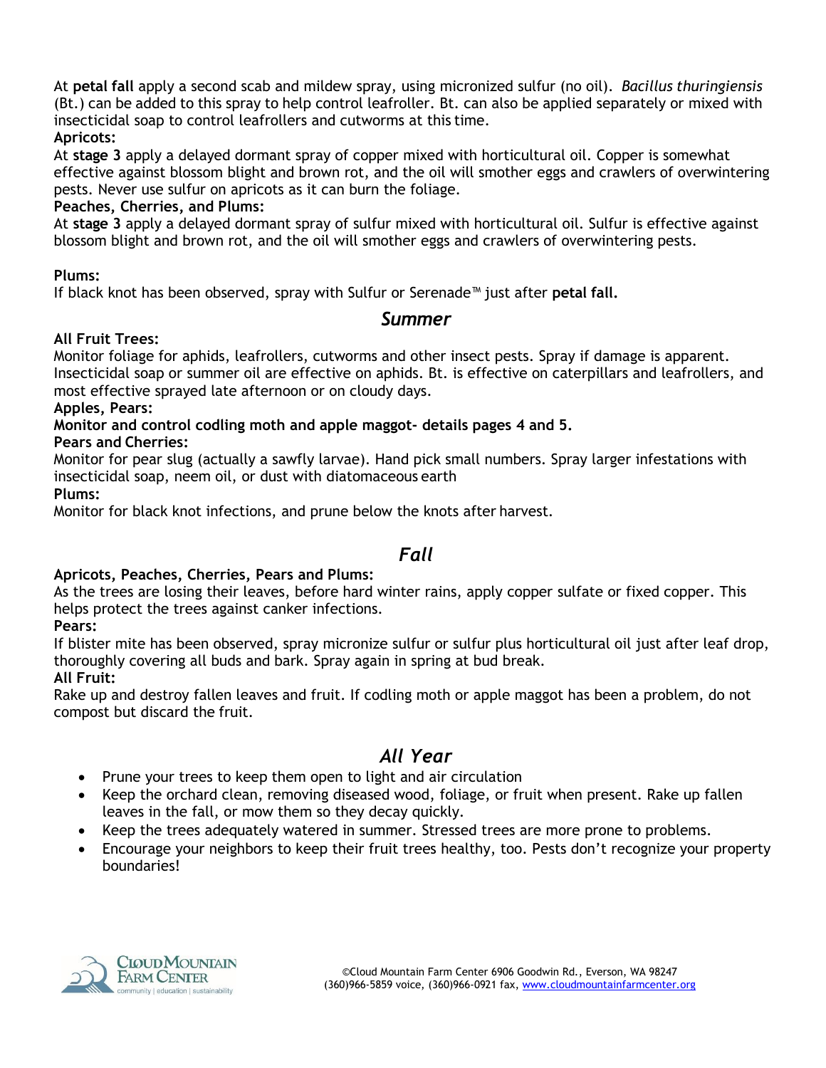At **petal fall** apply a second scab and mildew spray, using micronized sulfur (no oil). *Bacillus thuringiensis* (Bt.) can be added to this spray to help control leafroller. Bt. can also be applied separately or mixed with insecticidal soap to control leafrollers and cutworms at this time.

**Apricots:**

At **stage 3** apply a delayed dormant spray of copper mixed with horticultural oil. Copper is somewhat effective against blossom blight and brown rot, and the oil will smother eggs and crawlers of overwintering pests. Never use sulfur on apricots as it can burn the foliage.

**Peaches, Cherries, and Plums:**

At **stage 3** apply a delayed dormant spray of sulfur mixed with horticultural oil. Sulfur is effective against blossom blight and brown rot, and the oil will smother eggs and crawlers of overwintering pests.

**Plums:**

If black knot has been observed, spray with Sulfur or Serenade™ just after **petal fall.**

## *Summer*

**All Fruit Trees:**

Monitor foliage for aphids, leafrollers, cutworms and other insect pests. Spray if damage is apparent. Insecticidal soap or summer oil are effective on aphids. Bt. is effective on caterpillars and leafrollers, and most effective sprayed late afternoon or on cloudy days.

**Apples, Pears:**

**Monitor and control codling moth and apple maggot- details pages 4 and 5.**

**Pears and Cherries:**

Monitor for pear slug (actually a sawfly larvae). Hand pick small numbers. Spray larger infestations with insecticidal soap, neem oil, or dust with diatomaceous earth

**Plums:**

Monitor for black knot infections, and prune below the knots after harvest.

## *Fall*

**Apricots, Peaches, Cherries, Pears and Plums:**

As the trees are losing their leaves, before hard winter rains, apply copper sulfate or fixed copper. This helps protect the trees against canker infections.

**Pears:**

If blister mite has been observed, spray micronize sulfur or sulfur plus horticultural oil just after leaf drop, thoroughly covering all buds and bark. Spray again in spring at bud break.

**All Fruit:**

Rake up and destroy fallen leaves and fruit. If codling moth or apple maggot has been a problem, do not compost but discard the fruit.

## *All Year*

- Prune your trees to keep them open to light and air circulation
- Keep the orchard clean, removing diseased wood, foliage, or fruit when present. Rake up fallen leaves in the fall, or mow them so they decay quickly.
- Keep the trees adequately watered in summer. Stressed trees are more prone to problems.
- Encourage your neighbors to keep their fruit trees healthy, too. Pests don't recognize your property boundaries!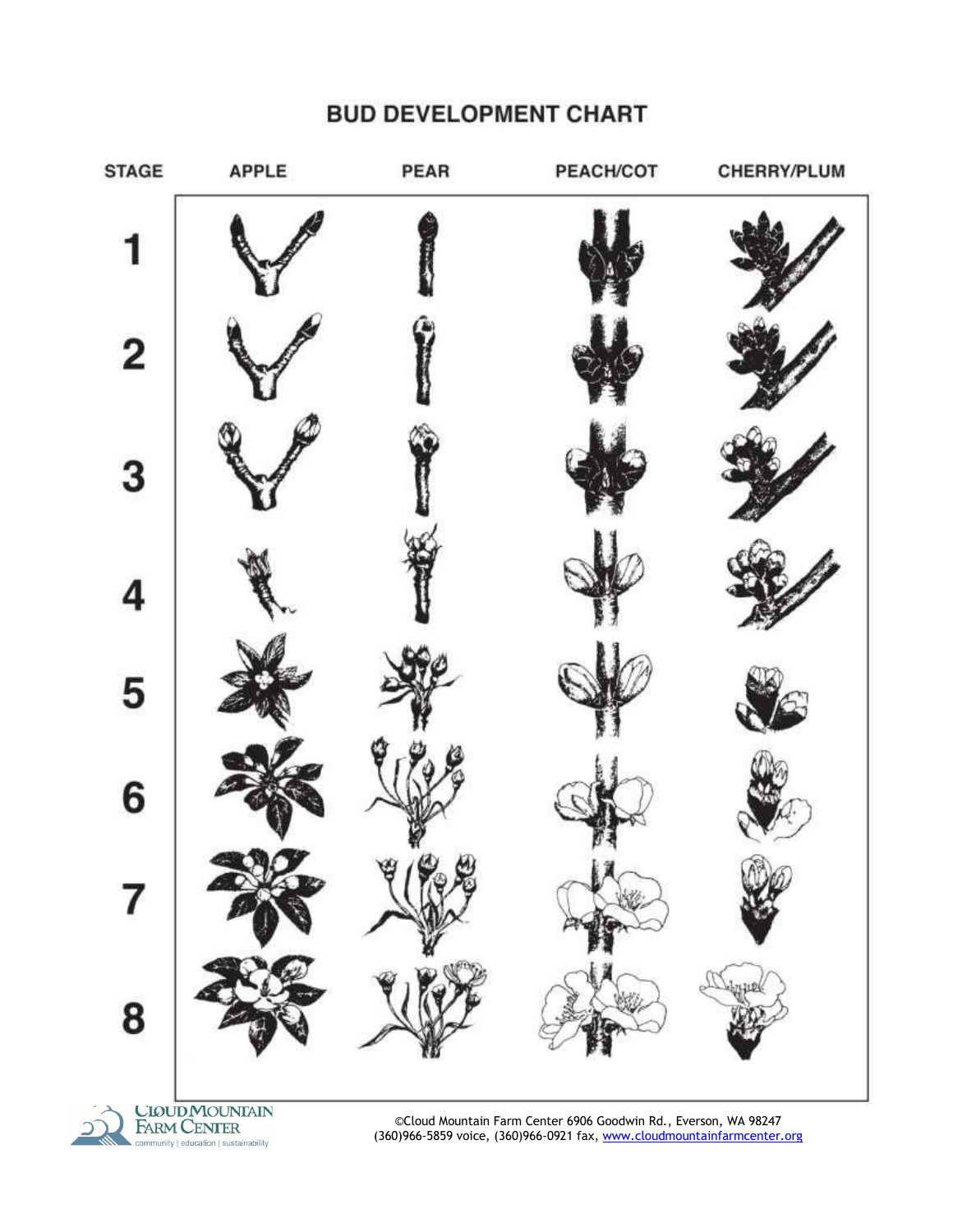# BUD DEVELOPMENT CHART

| STAGE | APPLE | PEAR | PEACH/COT | CHERRY/PLUM |
| --- | --- | --- | --- | --- |
| 1 | | | | |
| 2 | | | | |
| 3 | | | | |
| 4 | | | | |
| 5 | | | | |
| 6 | | | | |
| 7 | | | | |
| 8 | | | | |

Cloud Mountain Farm Center
community | education | sustainability

©Cloud Mountain Farm Center 6906 Goodwin Rd., Everson, WA 98247
(360)966-5859 voice, (360)966-0921 fax, www.cloudmountainfarmcenter.org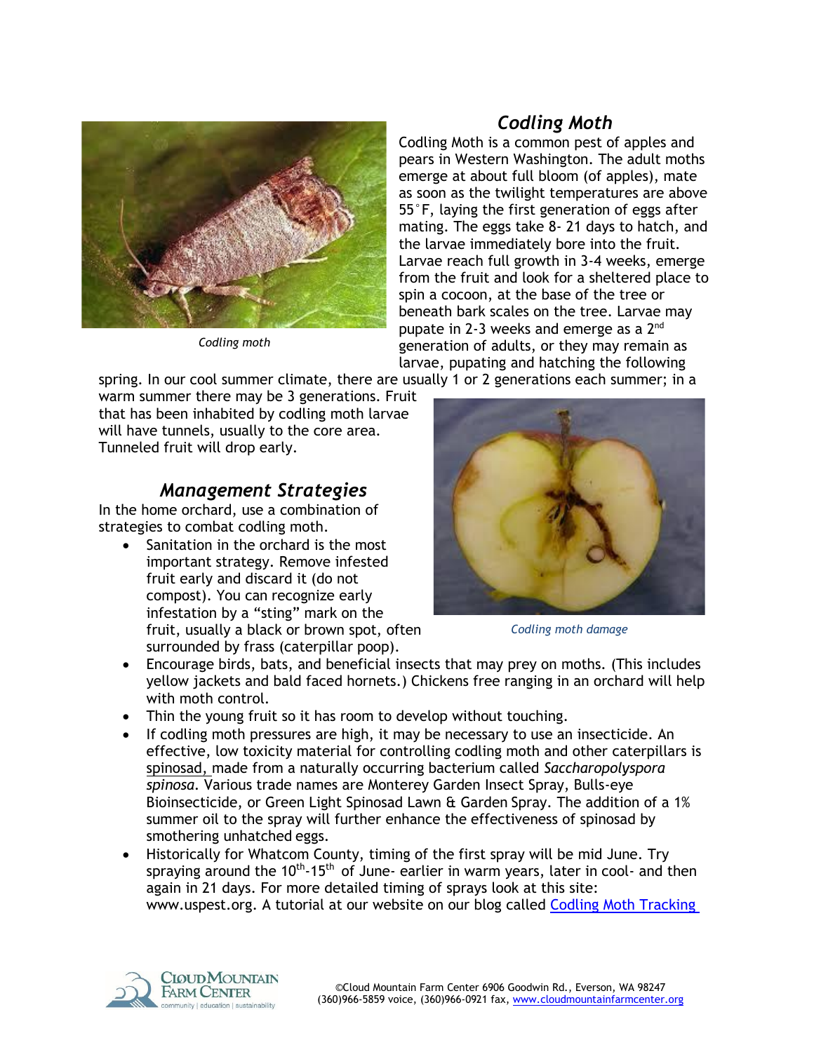## *Codling Moth*

Codling Moth is a common pest of apples and pears in Western Washington. The adult moths emerge at about full bloom (of apples), mate as soon as the twilight temperatures are above 55°F, laying the first generation of eggs after mating. The eggs take 8- 21 days to hatch, and the larvae immediately bore into the fruit. Larvae reach full growth in 3-4 weeks, emerge from the fruit and look for a sheltered place to spin a cocoon, at the base of the tree or beneath bark scales on the tree. Larvae may pupate in 2-3 weeks and emerge as a 2nd generation of adults, or they may remain as larvae, pupating and hatching the following spring. In our cool summer climate, there are usually 1 or 2 generations each summer; in a warm summer there may be 3 generations. Fruit that has been inhabited by codling moth larvae will have tunnels, usually to the core area. Tunneled fruit will drop early.

*Codling moth*

*Codling moth damage*

## *Management Strategies*

In the home orchard, use a combination of strategies to combat codling moth.

- Sanitation in the orchard is the most important strategy. Remove infested fruit early and discard it (do not compost). You can recognize early infestation by a "sting" mark on the fruit, usually a black or brown spot, often surrounded by frass (caterpillar poop).
- Encourage birds, bats, and beneficial insects that may prey on moths. (This includes yellow jackets and bald faced hornets.) Chickens free ranging in an orchard will help with moth control.
- Thin the young fruit so it has room to develop without touching.
- If codling moth pressures are high, it may be necessary to use an insecticide. An effective, low toxicity material for controlling codling moth and other caterpillars is spinosad, made from a naturally occurring bacterium called *Saccharopolyspora spinosa*. Various trade names are Monterey Garden Insect Spray, Bulls-eye Bioinsecticide, or Green Light Spinosad Lawn & Garden Spray. The addition of a 1% summer oil to the spray will further enhance the effectiveness of spinosad by smothering unhatched eggs.
- Historically for Whatcom County, timing of the first spray will be mid June. Try spraying around the 10th-15th of June- earlier in warm years, later in cool- and then again in 21 days. For more detailed timing of sprays look at this site: www.uspest.org. A tutorial at our website on our blog called Codling Moth Tracking

©Cloud Mountain Farm Center 6906 Goodwin Rd., Everson, WA 98247
(360)966-5859 voice, (360)966-0921 fax, www.cloudmountainfarmcenter.org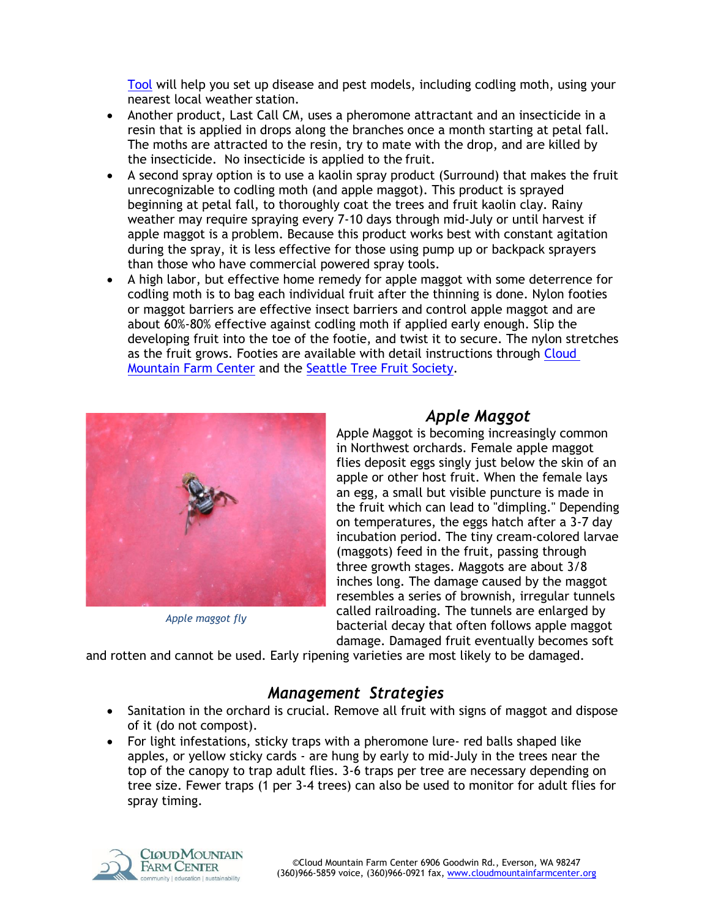Tool will help you set up disease and pest models, including codling moth, using your nearest local weather station.

- Another product, Last Call CM, uses a pheromone attractant and an insecticide in a resin that is applied in drops along the branches once a month starting at petal fall. The moths are attracted to the resin, try to mate with the drop, and are killed by the insecticide. No insecticide is applied to the fruit.
- A second spray option is to use a kaolin spray product (Surround) that makes the fruit unrecognizable to codling moth (and apple maggot). This product is sprayed beginning at petal fall, to thoroughly coat the trees and fruit kaolin clay. Rainy weather may require spraying every 7-10 days through mid-July or until harvest if apple maggot is a problem. Because this product works best with constant agitation during the spray, it is less effective for those using pump up or backpack sprayers than those who have commercial powered spray tools.
- A high labor, but effective home remedy for apple maggot with some deterrence for codling moth is to bag each individual fruit after the thinning is done. Nylon footies or maggot barriers are effective insect barriers and control apple maggot and are about 60%-80% effective against codling moth if applied early enough. Slip the developing fruit into the toe of the footie, and twist it to secure. The nylon stretches as the fruit grows. Footies are available with detail instructions through Cloud Mountain Farm Center and the Seattle Tree Fruit Society.

## *Apple Maggot*

*Apple maggot fly*

Apple Maggot is becoming increasingly common in Northwest orchards. Female apple maggot flies deposit eggs singly just below the skin of an apple or other host fruit. When the female lays an egg, a small but visible puncture is made in the fruit which can lead to "dimpling." Depending on temperatures, the eggs hatch after a 3-7 day incubation period. The tiny cream-colored larvae (maggots) feed in the fruit, passing through three growth stages. Maggots are about 3/8 inches long. The damage caused by the maggot resembles a series of brownish, irregular tunnels called railroading. The tunnels are enlarged by bacterial decay that often follows apple maggot damage. Damaged fruit eventually becomes soft and rotten and cannot be used. Early ripening varieties are most likely to be damaged.

## *Management Strategies*

- Sanitation in the orchard is crucial. Remove all fruit with signs of maggot and dispose of it (do not compost).
- For light infestations, sticky traps with a pheromone lure- red balls shaped like apples, or yellow sticky cards - are hung by early to mid-July in the trees near the top of the canopy to trap adult flies. 3-6 traps per tree are necessary depending on tree size. Fewer traps (1 per 3-4 trees) can also be used to monitor for adult flies for spray timing.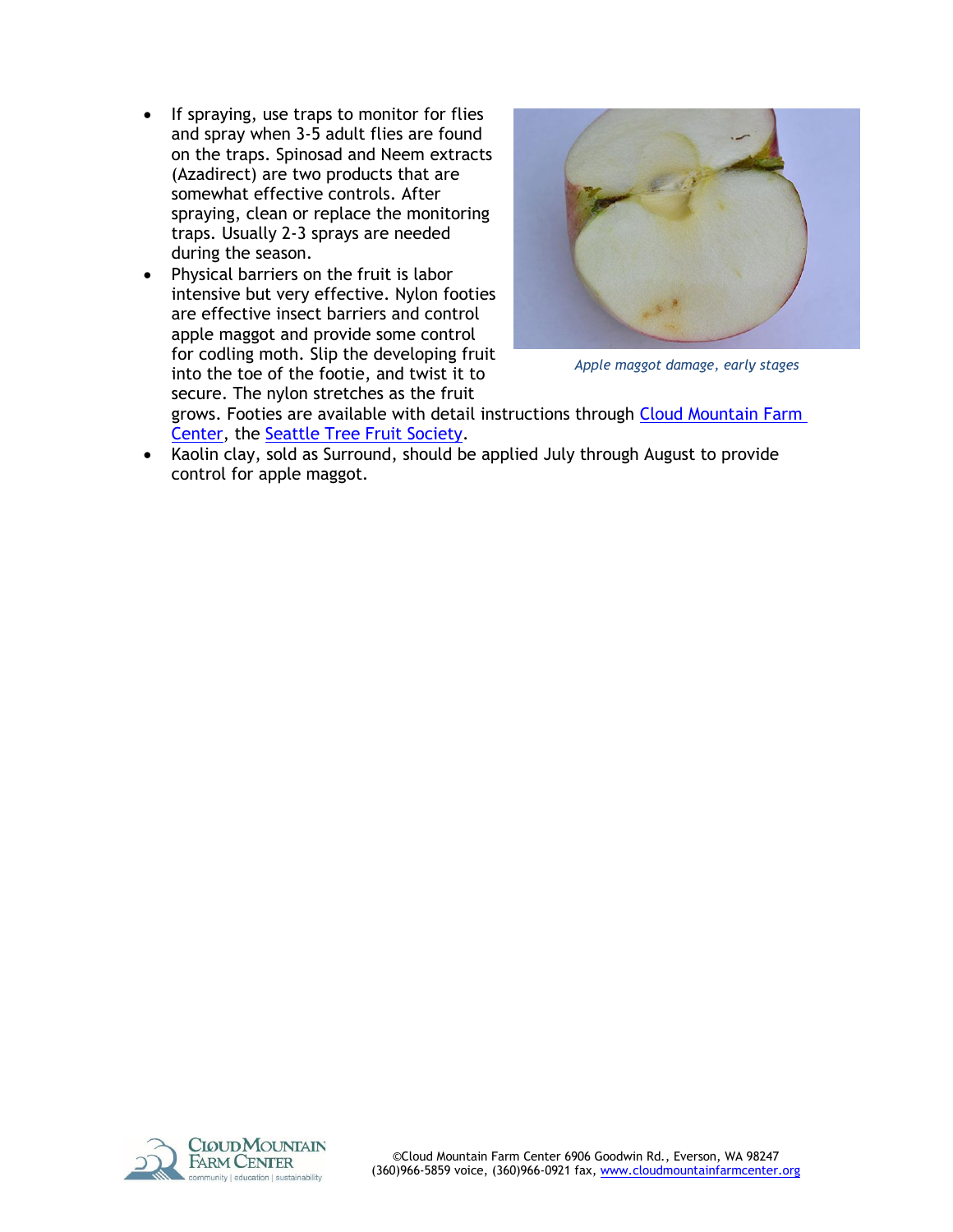- If spraying, use traps to monitor for flies and spray when 3-5 adult flies are found on the traps. Spinosad and Neem extracts (Azadirect) are two products that are somewhat effective controls. After spraying, clean or replace the monitoring traps. Usually 2-3 sprays are needed during the season.
- Physical barriers on the fruit is labor intensive but very effective. Nylon footies are effective insect barriers and control apple maggot and provide some control for codling moth. Slip the developing fruit into the toe of the footie, and twist it to secure. The nylon stretches as the fruit grows. Footies are available with detail instructions through Cloud Mountain Farm Center, the Seattle Tree Fruit Society.
- Kaolin clay, sold as Surround, should be applied July through August to provide control for apple maggot.

*Apple maggot damage, early stages*

©Cloud Mountain Farm Center 6906 Goodwin Rd., Everson, WA 98247
(360)966-5859 voice, (360)966-0921 fax, www.cloudmountainfarmcenter.org